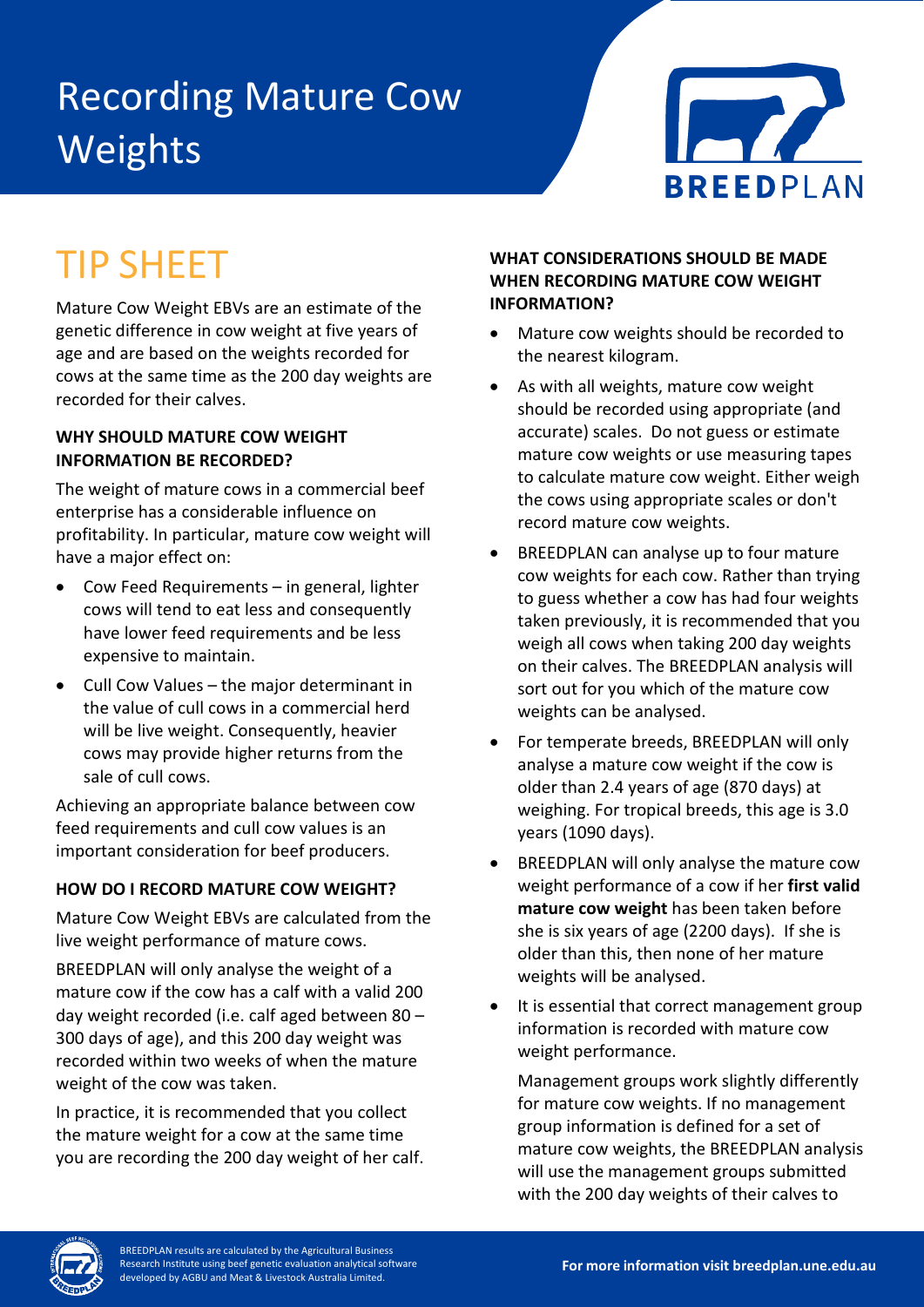# Recording Mature Cow Weights

## TIP SHEET

Mature Cow Weight EBVs are an estimate of the genetic difference in cow weight at five years of age and are based on the weights recorded for cows at the same time as the 200 day weights are recorded for their calves.

### WHY SHOULD MATURE COW WEIGHT INFORMATION BE RECORDED?

The weight of mature cows in a commercial beef enterprise has a considerable influence on profitability. In particular, mature cow weight will have a major effect on:

- Cow Feed Requirements – in general, lighter cows will tend to eat less and consequently have lower feed requirements and be less expensive to maintain.
- Cull Cow Values – the major determinant in the value of cull cows in a commercial herd will be live weight. Consequently, heavier cows may provide higher returns from the sale of cull cows.

Achieving an appropriate balance between cow feed requirements and cull cow values is an important consideration for beef producers.

### HOW DO I RECORD MATURE COW WEIGHT?

Mature Cow Weight EBVs are calculated from the live weight performance of mature cows.

BREEDPLAN will only analyse the weight of a mature cow if the cow has a calf with a valid 200 day weight recorded (i.e. calf aged between 80 – 300 days of age), and this 200 day weight was recorded within two weeks of when the mature weight of the cow was taken.

In practice, it is recommended that you collect the mature weight for a cow at the same time you are recording the 200 day weight of her calf.

### WHAT CONSIDERATIONS SHOULD BE MADE WHEN RECORDING MATURE COW WEIGHT INFORMATION?

- Mature cow weights should be recorded to the nearest kilogram.
- As with all weights, mature cow weight should be recorded using appropriate (and accurate) scales. Do not guess or estimate mature cow weights or use measuring tapes to calculate mature cow weight. Either weigh the cows using appropriate scales or don't record mature cow weights.
- BREEDPLAN can analyse up to four mature cow weights for each cow. Rather than trying to guess whether a cow has had four weights taken previously, it is recommended that you weigh all cows when taking 200 day weights on their calves. The BREEDPLAN analysis will sort out for you which of the mature cow weights can be analysed.
- For temperate breeds, BREEDPLAN will only analyse a mature cow weight if the cow is older than 2.4 years of age (870 days) at weighing. For tropical breeds, this age is 3.0 years (1090 days).
- BREEDPLAN will only analyse the mature cow weight performance of a cow if her **first valid mature cow weight** has been taken before she is six years of age (2200 days). If she is older than this, then none of her mature weights will be analysed.
- It is essential that correct management group information is recorded with mature cow weight performance.

  Management groups work slightly differently for mature cow weights. If no management group information is defined for a set of mature cow weights, the BREEDPLAN analysis will use the management groups submitted with the 200 day weights of their calves to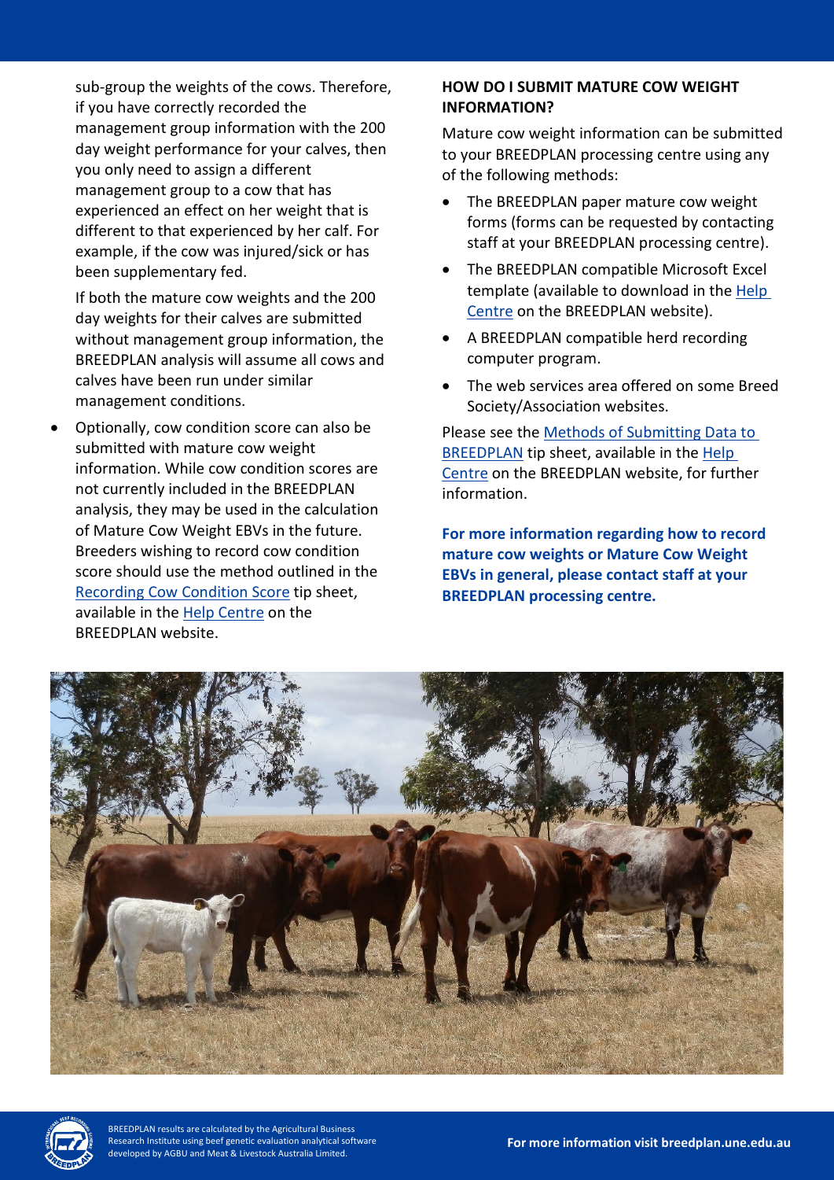sub-group the weights of the cows. Therefore, if you have correctly recorded the management group information with the 200 day weight performance for your calves, then you only need to assign a different management group to a cow that has experienced an effect on her weight that is different to that experienced by her calf. For example, if the cow was injured/sick or has been supplementary fed.

If both the mature cow weights and the 200 day weights for their calves are submitted without management group information, the BREEDPLAN analysis will assume all cows and calves have been run under similar management conditions.

- Optionally, cow condition score can also be submitted with mature cow weight information. While cow condition scores are not currently included in the BREEDPLAN analysis, they may be used in the calculation of Mature Cow Weight EBVs in the future. Breeders wishing to record cow condition score should use the method outlined in the Recording Cow Condition Score tip sheet, available in the Help Centre on the BREEDPLAN website.

## HOW DO I SUBMIT MATURE COW WEIGHT INFORMATION?

Mature cow weight information can be submitted to your BREEDPLAN processing centre using any of the following methods:

- The BREEDPLAN paper mature cow weight forms (forms can be requested by contacting staff at your BREEDPLAN processing centre).
- The BREEDPLAN compatible Microsoft Excel template (available to download in the Help Centre on the BREEDPLAN website).
- A BREEDPLAN compatible herd recording computer program.
- The web services area offered on some Breed Society/Association websites.

Please see the Methods of Submitting Data to BREEDPLAN tip sheet, available in the Help Centre on the BREEDPLAN website, for further information.

**For more information regarding how to record mature cow weights or Mature Cow Weight EBVs in general, please contact staff at your BREEDPLAN processing centre.**